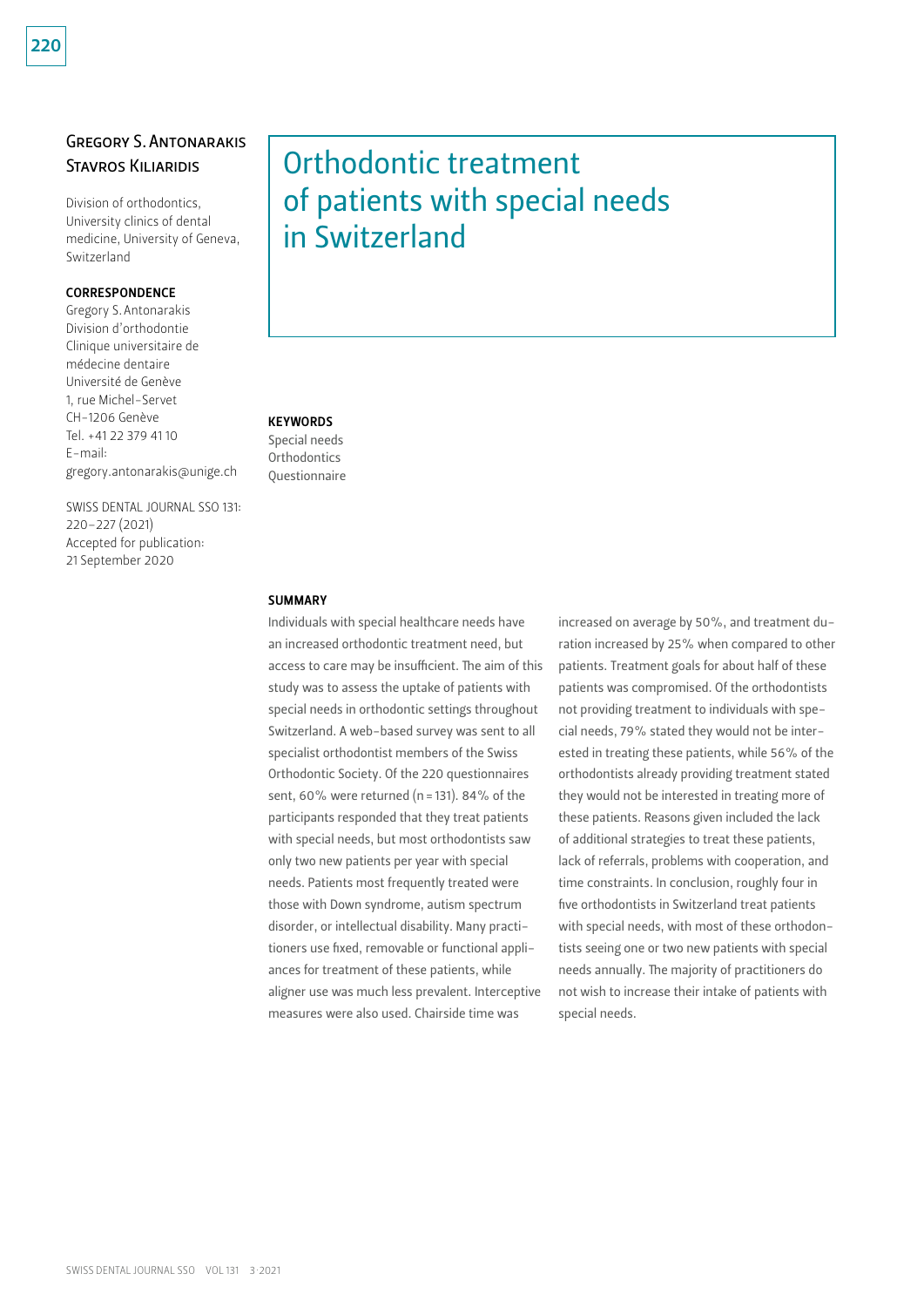# Orthodontic treatment of patients with special needs in Switzerland

**Gregory S. Antonarakis**
**Stavros Kiliaridis**

Division of orthodontics, University clinics of dental medicine, University of Geneva, Switzerland

**CORRESPONDENCE**
Gregory S. Antonarakis
Division d'orthodontie
Clinique universitaire de médecine dentaire
Université de Genève
1, rue Michel-Servet
CH-1206 Genève
Tel. +41 22 379 41 10
E-mail: gregory.antonarakis@unige.ch

SWISS DENTAL JOURNAL SSO 131: 220–227 (2021)
Accepted for publication: 21 September 2020

**KEYWORDS**
Special needs
Orthodontics
Questionnaire

**SUMMARY**

Individuals with special healthcare needs have an increased orthodontic treatment need, but access to care may be insufficient. The aim of this study was to assess the uptake of patients with special needs in orthodontic settings throughout Switzerland. A web-based survey was sent to all specialist orthodontist members of the Swiss Orthodontic Society. Of the 220 questionnaires sent, 60% were returned (n = 131). 84% of the participants responded that they treat patients with special needs, but most orthodontists saw only two new patients per year with special needs. Patients most frequently treated were those with Down syndrome, autism spectrum disorder, or intellectual disability. Many practitioners use fixed, removable or functional appliances for treatment of these patients, while aligner use was much less prevalent. Interceptive measures were also used. Chairside time was increased on average by 50%, and treatment duration increased by 25% when compared to other patients. Treatment goals for about half of these patients was compromised. Of the orthodontists not providing treatment to individuals with special needs, 79% stated they would not be interested in treating these patients, while 56% of the orthodontists already providing treatment stated they would not be interested in treating more of these patients. Reasons given included the lack of additional strategies to treat these patients, lack of referrals, problems with cooperation, and time constraints. In conclusion, roughly four in five orthodontists in Switzerland treat patients with special needs, with most of these orthodontists seeing one or two new patients with special needs annually. The majority of practitioners do not wish to increase their intake of patients with special needs.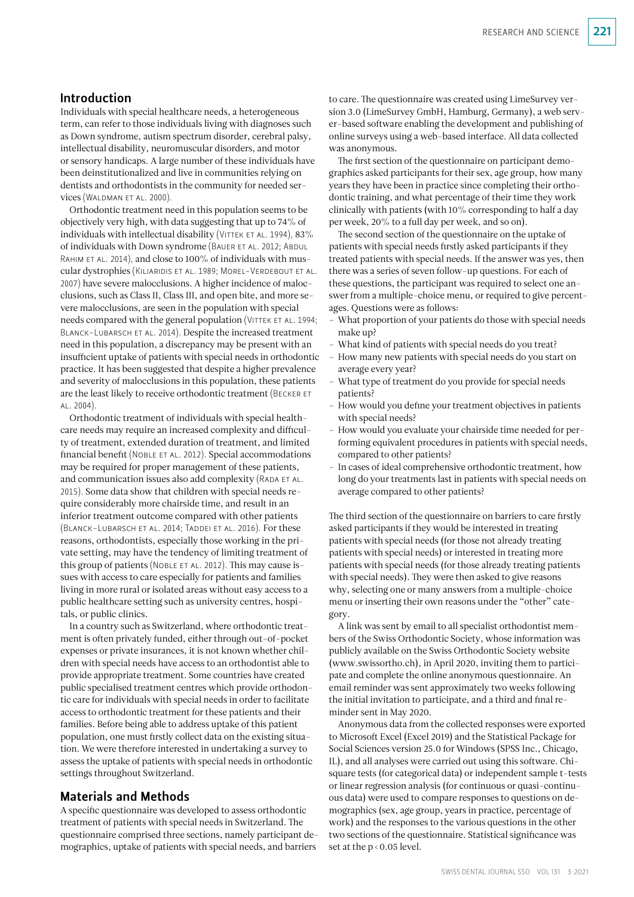## Introduction

Individuals with special healthcare needs, a heterogeneous term, can refer to those individuals living with diagnoses such as Down syndrome, autism spectrum disorder, cerebral palsy, intellectual disability, neuromuscular disorders, and motor or sensory handicaps. A large number of these individuals have been deinstitutionalized and live in communities relying on dentists and orthodontists in the community for needed services (Waldman et al. 2000).

Orthodontic treatment need in this population seems to be objectively very high, with data suggesting that up to 74% of individuals with intellectual disability (Vittek et al. 1994), 83% of individuals with Down syndrome (Bauer et al. 2012; Abdul Rahim et al. 2014), and close to 100% of individuals with muscular dystrophies (Kiliaridis et al. 1989; Morel-Verdebout et al. 2007) have severe malocclusions. A higher incidence of malocclusions, such as Class II, Class III, and open bite, and more severe malocclusions, are seen in the population with special needs compared with the general population (Vittek et al. 1994; Blanck-Lubarsch et al. 2014). Despite the increased treatment need in this population, a discrepancy may be present with an insufficient uptake of patients with special needs in orthodontic practice. It has been suggested that despite a higher prevalence and severity of malocclusions in this population, these patients are the least likely to receive orthodontic treatment (Becker et al. 2004).

Orthodontic treatment of individuals with special healthcare needs may require an increased complexity and difficulty of treatment, extended duration of treatment, and limited financial benefit (Noble et al. 2012). Special accommodations may be required for proper management of these patients, and communication issues also add complexity (Rada et al. 2015). Some data show that children with special needs require considerably more chairside time, and result in an inferior treatment outcome compared with other patients (Blanck-Lubarsch et al. 2014; Taddei et al. 2016). For these reasons, orthodontists, especially those working in the private setting, may have the tendency of limiting treatment of this group of patients (Noble et al. 2012). This may cause issues with access to care especially for patients and families living in more rural or isolated areas without easy access to a public healthcare setting such as university centres, hospitals, or public clinics.

In a country such as Switzerland, where orthodontic treatment is often privately funded, either through out-of-pocket expenses or private insurances, it is not known whether children with special needs have access to an orthodontist able to provide appropriate treatment. Some countries have created public specialised treatment centres which provide orthodontic care for individuals with special needs in order to facilitate access to orthodontic treatment for these patients and their families. Before being able to address uptake of this patient population, one must firstly collect data on the existing situation. We were therefore interested in undertaking a survey to assess the uptake of patients with special needs in orthodontic settings throughout Switzerland.

## Materials and Methods

A specific questionnaire was developed to assess orthodontic treatment of patients with special needs in Switzerland. The questionnaire comprised three sections, namely participant demographics, uptake of patients with special needs, and barriers to care. The questionnaire was created using LimeSurvey version 3.0 (LimeSurvey GmbH, Hamburg, Germany), a web server-based software enabling the development and publishing of online surveys using a web-based interface. All data collected was anonymous.

The first section of the questionnaire on participant demographics asked participants for their sex, age group, how many years they have been in practice since completing their orthodontic training, and what percentage of their time they work clinically with patients (with 10% corresponding to half a day per week, 20% to a full day per week, and so on).

The second section of the questionnaire on the uptake of patients with special needs firstly asked participants if they treated patients with special needs. If the answer was yes, then there was a series of seven follow-up questions. For each of these questions, the participant was required to select one answer from a multiple-choice menu, or required to give percentages. Questions were as follows:

- What proportion of your patients do those with special needs make up?
- What kind of patients with special needs do you treat?
- How many new patients with special needs do you start on average every year?
- What type of treatment do you provide for special needs patients?
- How would you define your treatment objectives in patients with special needs?
- How would you evaluate your chairside time needed for performing equivalent procedures in patients with special needs, compared to other patients?
- In cases of ideal comprehensive orthodontic treatment, how long do your treatments last in patients with special needs on average compared to other patients?

The third section of the questionnaire on barriers to care firstly asked participants if they would be interested in treating patients with special needs (for those not already treating patients with special needs) or interested in treating more patients with special needs (for those already treating patients with special needs). They were then asked to give reasons why, selecting one or many answers from a multiple-choice menu or inserting their own reasons under the "other" category.

A link was sent by email to all specialist orthodontist members of the Swiss Orthodontic Society, whose information was publicly available on the Swiss Orthodontic Society website (www.swissortho.ch), in April 2020, inviting them to participate and complete the online anonymous questionnaire. An email reminder was sent approximately two weeks following the initial invitation to participate, and a third and final reminder sent in May 2020.

Anonymous data from the collected responses were exported to Microsoft Excel (Excel 2019) and the Statistical Package for Social Sciences version 25.0 for Windows (SPSS Inc., Chicago, IL), and all analyses were carried out using this software. Chi-square tests (for categorical data) or independent sample t-tests or linear regression analysis (for continuous or quasi-continuous data) were used to compare responses to questions on demographics (sex, age group, years in practice, percentage of work) and the responses to the various questions in the other two sections of the questionnaire. Statistical significance was set at the $p < 0.05$ level.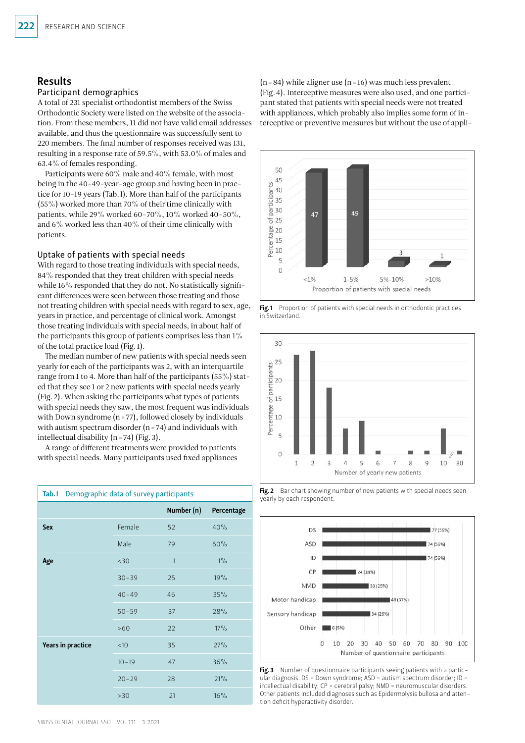## Results

### Participant demographics

A total of 231 specialist orthodontist members of the Swiss Orthodontic Society were listed on the website of the association. From these members, 11 did not have valid email addresses available, and thus the questionnaire was successfully sent to 220 members. The final number of responses received was 131, resulting in a response rate of 59.5%, with 53.0% of males and 63.4% of females responding.

Participants were 60% male and 40% female, with most being in the 40–49-year-age group and having been in practice for 10–19 years (Tab. I). More than half of the participants (55%) worked more than 70% of their time clinically with patients, while 29% worked 60–70%, 10% worked 40–50%, and 6% worked less than 40% of their time clinically with patients.

### Uptake of patients with special needs

With regard to those treating individuals with special needs, 84% responded that they treat children with special needs while 16% responded that they do not. No statistically significant differences were seen between those treating and those not treating children with special needs with regard to sex, age, years in practice, and percentage of clinical work. Amongst those treating individuals with special needs, in about half of the participants this group of patients comprises less than 1% of the total practice load (Fig. 1).

The median number of new patients with special needs seen yearly for each of the participants was 2, with an interquartile range from 1 to 4. More than half of the participants (55%) stated that they see 1 or 2 new patients with special needs yearly (Fig. 2). When asking the participants what types of patients with special needs they saw, the most frequent was individuals with Down syndrome (n = 77), followed closely by individuals with autism spectrum disorder (n = 74) and individuals with intellectual disability (n = 74) (Fig. 3).

A range of different treatments were provided to patients with special needs. Many participants used fixed appliances (n = 84) while aligner use (n = 16) was much less prevalent (Fig. 4). Interceptive measures were also used, and one participant stated that patients with special needs were not treated with appliances, which probably also implies some form of interceptive or preventive measures but without the use of appli-

**Tab. I** Demographic data of survey participants

| | | Number (n) | Percentage |
|---|---|---|---|
| **Sex** | Female | 52 | 40% |
| | Male | 79 | 60% |
| **Age** | <30 | 1 | 1% |
| | 30–39 | 25 | 19% |
| | 40–49 | 46 | 35% |
| | 50–59 | 37 | 28% |
| | >60 | 22 | 17% |
| **Years in practice** | <10 | 35 | 27% |
| | 10–19 | 47 | 36% |
| | 20–29 | 28 | 21% |
| | >30 | 21 | 16% |

Percentage of participants
50
45
40
35
30
25
20
15
10
5
0
47
49
3
1
<1%
1–5%
5%–10%
>10%
Proportion of patients with special needs

**Fig. 1** Proportion of patients with special needs in orthodontic practices in Switzerland.

Percentage of participants
30
25
20
15
10
5
0
1 2 3 4 5 6 7 8 9 10 30
Number of yearly new patients

**Fig. 2** Bar chart showing number of new patients with special needs seen yearly by each respondent.

DS 77 (59%)
ASD 74 (56%)
ID 74 (56%)
CP 24 (18%)
NMD 33 (25%)
Motor handicap 48 (37%)
Sensory handicap 34 (26%)
Other 6 (5%)
0 10 20 30 40 50 60 70 80 90 100
Number of questionnaire participants

**Fig. 3** Number of questionnaire participants seeing patients with a particular diagnosis. DS = Down syndrome; ASD = autism spectrum disorder; ID = intellectual disability; CP = cerebral palsy; NMD = neuromuscular disorders. Other patients included diagnoses such as Epidermolysis bullosa and attention deficit hyperactivity disorder.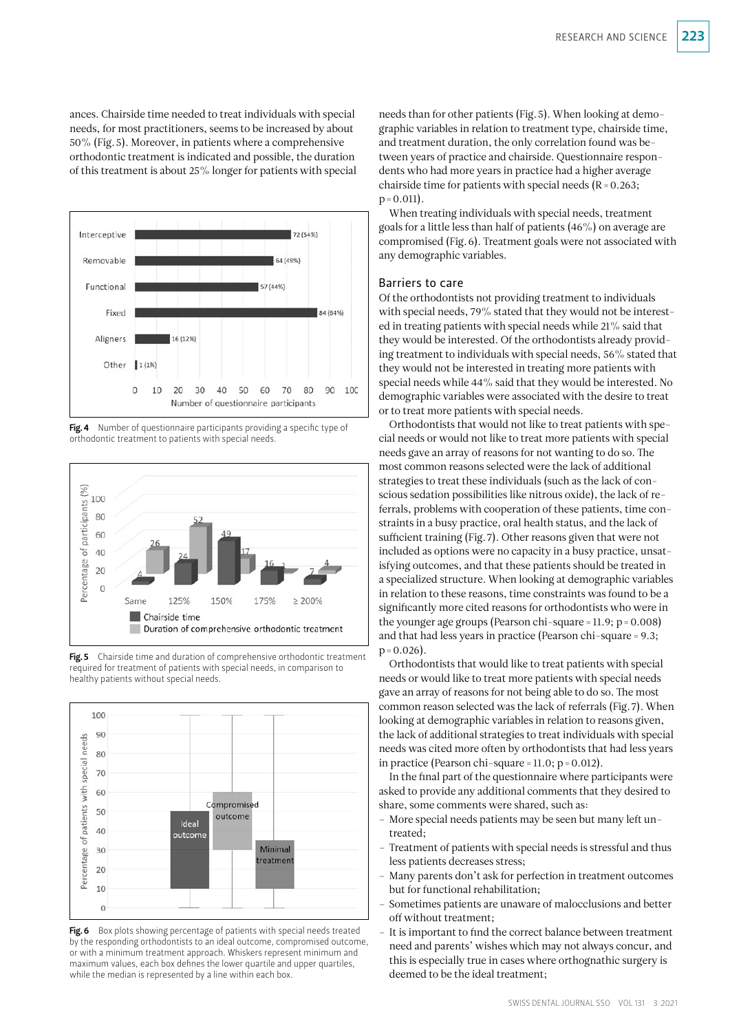ances. Chairside time needed to treat individuals with special needs, for most practitioners, seems to be increased by about 50% (Fig. 5). Moreover, in patients where a comprehensive orthodontic treatment is indicated and possible, the duration of this treatment is about 25% longer for patients with special

Interceptive
72 (54%)
Removable
64 (49%)
Functional
57 (44%)
Fixed
84 (64%)
Aligners
16 (12%)
Other
1 (1%)
0 10 20 30 40 50 60 70 80 90 100
Number of questionnaire participants

**Fig. 4** Number of questionnaire participants providing a specific type of orthodontic treatment to patients with special needs.

Percentage of participants (%)
100
80
60
40
20
0
4 26 24 52 49 17 16 7 4
Same 125% 150% 175% ≥ 200%
Chairside time
Duration of comprehensive orthodontic treatment

**Fig. 5** Chairside time and duration of comprehensive orthodontic treatment required for treatment of patients with special needs, in comparison to healthy patients without special needs.

Percentage of patients with special needs
100
90
80
70
60
50
40
30
20
10
0
Ideal outcome
Compromised outcome
Minimal treatment

**Fig. 6** Box plots showing percentage of patients with special needs treated by the responding orthodontists to an ideal outcome, compromised outcome, or with a minimum treatment approach. Whiskers represent minimum and maximum values, each box defines the lower quartile and upper quartiles, while the median is represented by a line within each box.

needs than for other patients (Fig. 5). When looking at demographic variables in relation to treatment type, chairside time, and treatment duration, the only correlation found was between years of practice and chairside. Questionnaire respondents who had more years in practice had a higher average chairside time for patients with special needs ($R = 0.263$; $p = 0.011$).

When treating individuals with special needs, treatment goals for a little less than half of patients (46%) on average are compromised (Fig. 6). Treatment goals were not associated with any demographic variables.

## Barriers to care

Of the orthodontists not providing treatment to individuals with special needs, 79% stated that they would not be interested in treating patients with special needs while 21% said that they would be interested. Of the orthodontists already providing treatment to individuals with special needs, 56% stated that they would not be interested in treating more patients with special needs while 44% said that they would be interested. No demographic variables were associated with the desire to treat or to treat more patients with special needs.

Orthodontists that would not like to treat patients with special needs or would not like to treat more patients with special needs gave an array of reasons for not wanting to do so. The most common reasons selected were the lack of additional strategies to treat these individuals (such as the lack of conscious sedation possibilities like nitrous oxide), the lack of referrals, problems with cooperation of these patients, time constraints in a busy practice, oral health status, and the lack of sufficient training (Fig. 7). Other reasons given that were not included as options were no capacity in a busy practice, unsatisfying outcomes, and that these patients should be treated in a specialized structure. When looking at demographic variables in relation to these reasons, time constraints was found to be a significantly more cited reasons for orthodontists who were in the younger age groups (Pearson chi-square = 11.9; $p = 0.008$) and that had less years in practice (Pearson chi-square = 9.3; $p = 0.026$).

Orthodontists that would like to treat patients with special needs or would like to treat more patients with special needs gave an array of reasons for not being able to do so. The most common reason selected was the lack of referrals (Fig. 7). When looking at demographic variables in relation to reasons given, the lack of additional strategies to treat individuals with special needs was cited more often by orthodontists that had less years in practice (Pearson chi-square = 11.0; $p = 0.012$).

In the final part of the questionnaire where participants were asked to provide any additional comments that they desired to share, some comments were shared, such as:

- More special needs patients may be seen but many left untreated;
- Treatment of patients with special needs is stressful and thus less patients decreases stress;
- Many parents don't ask for perfection in treatment outcomes but for functional rehabilitation;
- Sometimes patients are unaware of malocclusions and better off without treatment;
- It is important to find the correct balance between treatment need and parents' wishes which may not always concur, and this is especially true in cases where orthognathic surgery is deemed to be the ideal treatment;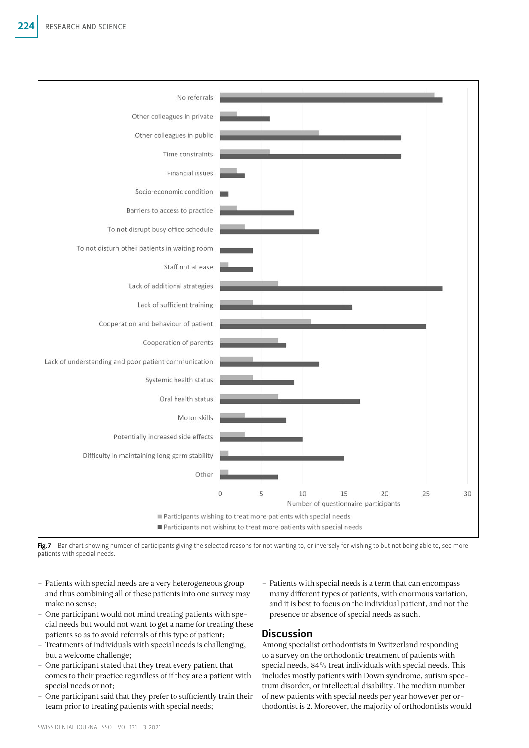No referrals

Other colleagues in private

Other colleagues in public

Time constraints

Financial issues

Socio-economic condition

Barriers to access to practice

To not disrupt busy office schedule

To not disturn other patients in waiting room

Staff not at ease

Lack of additional strategies

Lack of sufficient training

Cooperation and behaviour of patient

Cooperation of parents

Lack of understanding and poor patient communication

Systemic health status

Oral health status

Motor skills

Potentially increased side effects

Difficulty in maintaining long-germ stability

Other

0 5 10 15 20 25 30

Number of questionnaire participants

■ Participants wishing to treat more patients with special needs

■ Participants not wishing to treat more patients with special needs

**Fig. 7** Bar chart showing number of participants giving the selected reasons for not wanting to, or inversely for wishing to but not being able to, see more patients with special needs.

- Patients with special needs are a very heterogeneous group and thus combining all of these patients into one survey may make no sense;
- One participant would not mind treating patients with special needs but would not want to get a name for treating these patients so as to avoid referrals of this type of patient;
- Treatments of individuals with special needs is challenging, but a welcome challenge;
- One participant stated that they treat every patient that comes to their practice regardless of if they are a patient with special needs or not;
- One participant said that they prefer to sufficiently train their team prior to treating patients with special needs;
- Patients with special needs is a term that can encompass many different types of patients, with enormous variation, and it is best to focus on the individual patient, and not the presence or absence of special needs as such.

## Discussion

Among specialist orthodontists in Switzerland responding to a survey on the orthodontic treatment of patients with special needs, 84% treat individuals with special needs. This includes mostly patients with Down syndrome, autism spectrum disorder, or intellectual disability. The median number of new patients with special needs per year however per orthodontist is 2. Moreover, the majority of orthodontists would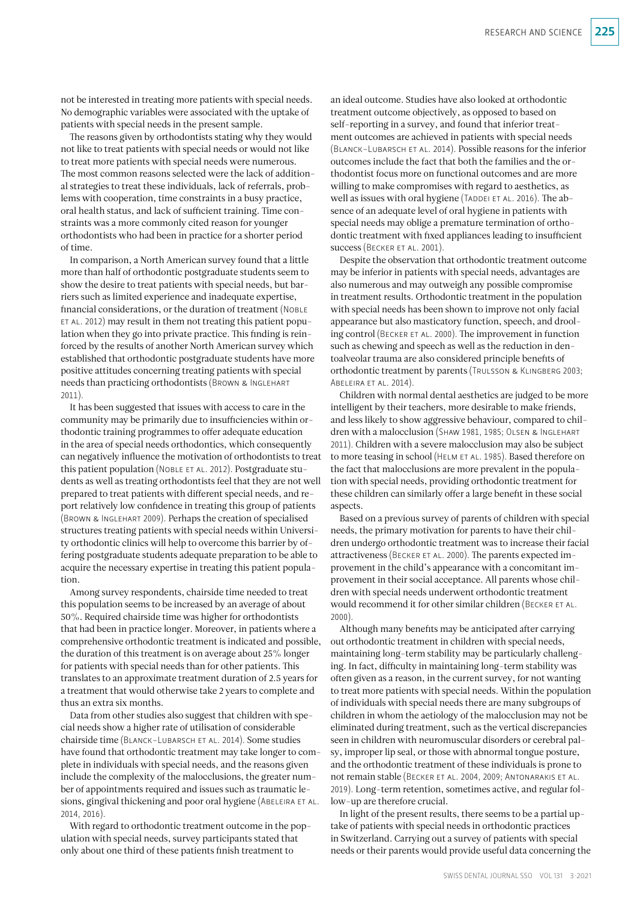not be interested in treating more patients with special needs. No demographic variables were associated with the uptake of patients with special needs in the present sample.

The reasons given by orthodontists stating why they would not like to treat patients with special needs or would not like to treat more patients with special needs were numerous. The most common reasons selected were the lack of additional strategies to treat these individuals, lack of referrals, problems with cooperation, time constraints in a busy practice, oral health status, and lack of sufficient training. Time constraints was a more commonly cited reason for younger orthodontists who had been in practice for a shorter period of time.

In comparison, a North American survey found that a little more than half of orthodontic postgraduate students seem to show the desire to treat patients with special needs, but barriers such as limited experience and inadequate expertise, financial considerations, or the duration of treatment (Noble et al. 2012) may result in them not treating this patient population when they go into private practice. This finding is reinforced by the results of another North American survey which established that orthodontic postgraduate students have more positive attitudes concerning treating patients with special needs than practicing orthodontists (Brown & Inglehart 2011).

It has been suggested that issues with access to care in the community may be primarily due to insufficiencies within orthodontic training programmes to offer adequate education in the area of special needs orthodontics, which consequently can negatively influence the motivation of orthodontists to treat this patient population (Noble et al. 2012). Postgraduate students as well as treating orthodontists feel that they are not well prepared to treat patients with different special needs, and report relatively low confidence in treating this group of patients (Brown & Inglehart 2009). Perhaps the creation of specialised structures treating patients with special needs within University orthodontic clinics will help to overcome this barrier by offering postgraduate students adequate preparation to be able to acquire the necessary expertise in treating this patient population.

Among survey respondents, chairside time needed to treat this population seems to be increased by an average of about 50%. Required chairside time was higher for orthodontists that had been in practice longer. Moreover, in patients where a comprehensive orthodontic treatment is indicated and possible, the duration of this treatment is on average about 25% longer for patients with special needs than for other patients. This translates to an approximate treatment duration of 2.5 years for a treatment that would otherwise take 2 years to complete and thus an extra six months.

Data from other studies also suggest that children with special needs show a higher rate of utilisation of considerable chairside time (Blanck-Lubarsch et al. 2014). Some studies have found that orthodontic treatment may take longer to complete in individuals with special needs, and the reasons given include the complexity of the malocclusions, the greater number of appointments required and issues such as traumatic lesions, gingival thickening and poor oral hygiene (Abeleira et al. 2014, 2016).

With regard to orthodontic treatment outcome in the population with special needs, survey participants stated that only about one third of these patients finish treatment to an ideal outcome. Studies have also looked at orthodontic treatment outcome objectively, as opposed to based on self-reporting in a survey, and found that inferior treatment outcomes are achieved in patients with special needs (Blanck-Lubarsch et al. 2014). Possible reasons for the inferior outcomes include the fact that both the families and the orthodontist focus more on functional outcomes and are more willing to make compromises with regard to aesthetics, as well as issues with oral hygiene (Taddei et al. 2016). The absence of an adequate level of oral hygiene in patients with special needs may oblige a premature termination of orthodontic treatment with fixed appliances leading to insufficient success (Becker et al. 2001).

Despite the observation that orthodontic treatment outcome may be inferior in patients with special needs, advantages are also numerous and may outweigh any possible compromise in treatment results. Orthodontic treatment in the population with special needs has been shown to improve not only facial appearance but also masticatory function, speech, and drooling control (Becker et al. 2000). The improvement in function such as chewing and speech as well as the reduction in dentoalveolar trauma are also considered principle benefits of orthodontic treatment by parents (Trulsson & Klingberg 2003; Abeleira et al. 2014).

Children with normal dental aesthetics are judged to be more intelligent by their teachers, more desirable to make friends, and less likely to show aggressive behaviour, compared to children with a malocclusion (Shaw 1981, 1985; Olsen & Inglehart 2011). Children with a severe malocclusion may also be subject to more teasing in school (Helm et al. 1985). Based therefore on the fact that malocclusions are more prevalent in the population with special needs, providing orthodontic treatment for these children can similarly offer a large benefit in these social aspects.

Based on a previous survey of parents of children with special needs, the primary motivation for parents to have their children undergo orthodontic treatment was to increase their facial attractiveness (Becker et al. 2000). The parents expected improvement in the child's appearance with a concomitant improvement in their social acceptance. All parents whose children with special needs underwent orthodontic treatment would recommend it for other similar children (Becker et al. 2000).

Although many benefits may be anticipated after carrying out orthodontic treatment in children with special needs, maintaining long-term stability may be particularly challenging. In fact, difficulty in maintaining long-term stability was often given as a reason, in the current survey, for not wanting to treat more patients with special needs. Within the population of individuals with special needs there are many subgroups of children in whom the aetiology of the malocclusion may not be eliminated during treatment, such as the vertical discrepancies seen in children with neuromuscular disorders or cerebral palsy, improper lip seal, or those with abnormal tongue posture, and the orthodontic treatment of these individuals is prone to not remain stable (Becker et al. 2004, 2009; Antonarakis et al. 2019). Long-term retention, sometimes active, and regular follow-up are therefore crucial.

In light of the present results, there seems to be a partial uptake of patients with special needs in orthodontic practices in Switzerland. Carrying out a survey of patients with special needs or their parents would provide useful data concerning the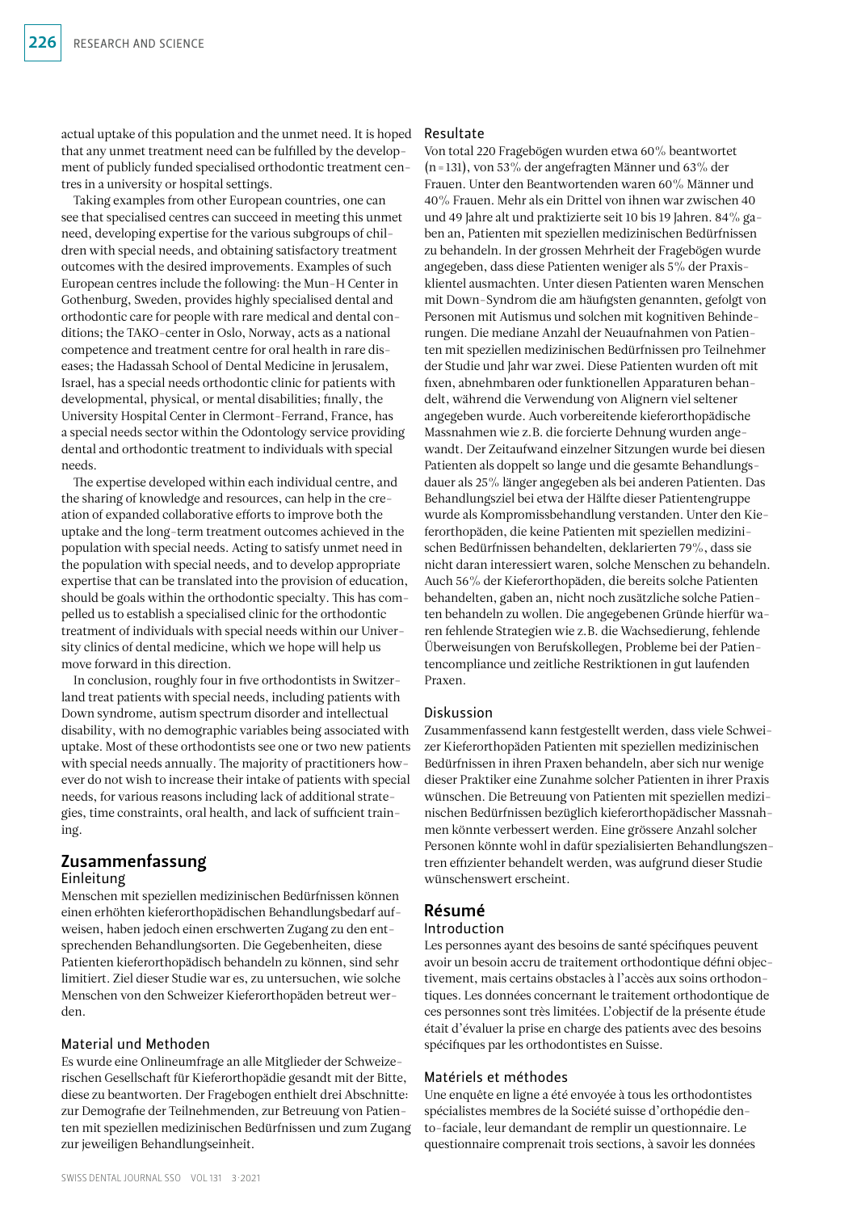actual uptake of this population and the unmet need. It is hoped that any unmet treatment need can be fulfilled by the development of publicly funded specialised orthodontic treatment centres in a university or hospital settings.

Taking examples from other European countries, one can see that specialised centres can succeed in meeting this unmet need, developing expertise for the various subgroups of children with special needs, and obtaining satisfactory treatment outcomes with the desired improvements. Examples of such European centres include the following: the Mun-H Center in Gothenburg, Sweden, provides highly specialised dental and orthodontic care for people with rare medical and dental conditions; the TAKO-center in Oslo, Norway, acts as a national competence and treatment centre for oral health in rare diseases; the Hadassah School of Dental Medicine in Jerusalem, Israel, has a special needs orthodontic clinic for patients with developmental, physical, or mental disabilities; finally, the University Hospital Center in Clermont-Ferrand, France, has a special needs sector within the Odontology service providing dental and orthodontic treatment to individuals with special needs.

The expertise developed within each individual centre, and the sharing of knowledge and resources, can help in the creation of expanded collaborative efforts to improve both the uptake and the long-term treatment outcomes achieved in the population with special needs. Acting to satisfy unmet need in the population with special needs, and to develop appropriate expertise that can be translated into the provision of education, should be goals within the orthodontic specialty. This has compelled us to establish a specialised clinic for the orthodontic treatment of individuals with special needs within our University clinics of dental medicine, which we hope will help us move forward in this direction.

In conclusion, roughly four in five orthodontists in Switzerland treat patients with special needs, including patients with Down syndrome, autism spectrum disorder and intellectual disability, with no demographic variables being associated with uptake. Most of these orthodontists see one or two new patients with special needs annually. The majority of practitioners however do not wish to increase their intake of patients with special needs, for various reasons including lack of additional strategies, time constraints, oral health, and lack of sufficient training.

## Zusammenfassung

### Einleitung

Menschen mit speziellen medizinischen Bedürfnissen können einen erhöhten kieferorthopädischen Behandlungsbedarf aufweisen, haben jedoch einen erschwerten Zugang zu den entsprechenden Behandlungsorten. Die Gegebenheiten, diese Patienten kieferorthopädisch behandeln zu können, sind sehr limitiert. Ziel dieser Studie war es, zu untersuchen, wie solche Menschen von den Schweizer Kieferorthopäden betreut werden.

### Material und Methoden

Es wurde eine Onlineumfrage an alle Mitglieder der Schweizerischen Gesellschaft für Kieferorthopädie gesandt mit der Bitte, diese zu beantworten. Der Fragebogen enthielt drei Abschnitte: zur Demografie der Teilnehmenden, zur Betreuung von Patienten mit speziellen medizinischen Bedürfnissen und zum Zugang zur jeweiligen Behandlungseinheit.

### Resultate

Von total 220 Fragebögen wurden etwa 60% beantwortet (n = 131), von 53% der angefragten Männer und 63% der Frauen. Unter den Beantwortenden waren 60% Männer und 40% Frauen. Mehr als ein Drittel von ihnen war zwischen 40 und 49 Jahre alt und praktizierte seit 10 bis 19 Jahren. 84% gaben an, Patienten mit speziellen medizinischen Bedürfnissen zu behandeln. In der grossen Mehrheit der Fragebögen wurde angegeben, dass diese Patienten weniger als 5% der Praxisklientel ausmachten. Unter diesen Patienten waren Menschen mit Down-Syndrom die am häufigsten genannten, gefolgt von Personen mit Autismus und solchen mit kognitiven Behinderungen. Die mediane Anzahl der Neuaufnahmen von Patienten mit speziellen medizinischen Bedürfnissen pro Teilnehmer der Studie und Jahr war zwei. Diese Patienten wurden oft mit fixen, abnehmbaren oder funktionellen Apparaturen behandelt, während die Verwendung von Alignern viel seltener angegeben wurde. Auch vorbereitende kieferorthopädische Massnahmen wie z.B. die forcierte Dehnung wurden angewandt. Der Zeitaufwand einzelner Sitzungen wurde bei diesen Patienten als doppelt so lange und die gesamte Behandlungsdauer als 25% länger angegeben als bei anderen Patienten. Das Behandlungsziel bei etwa der Hälfte dieser Patientengruppe wurde als Kompromissbehandlung verstanden. Unter den Kieferorthopäden, die keine Patienten mit speziellen medizinischen Bedürfnissen behandelten, deklarierten 79%, dass sie nicht daran interessiert waren, solche Menschen zu behandeln. Auch 56% der Kieferorthopäden, die bereits solche Patienten behandelten, gaben an, nicht noch zusätzliche solche Patienten behandeln zu wollen. Die angegebenen Gründe hierfür waren fehlende Strategien wie z.B. die Wachsedierung, fehlende Überweisungen von Berufskollegen, Probleme bei der Patientencompliance und zeitliche Restriktionen in gut laufenden Praxen.

### Diskussion

Zusammenfassend kann festgestellt werden, dass viele Schweizer Kieferorthopäden Patienten mit speziellen medizinischen Bedürfnissen in ihren Praxen behandeln, aber sich nur wenige dieser Praktiker eine Zunahme solcher Patienten in ihrer Praxis wünschen. Die Betreuung von Patienten mit speziellen medizinischen Bedürfnissen bezüglich kieferorthopädischer Massnahmen könnte verbessert werden. Eine grössere Anzahl solcher Personen könnte wohl in dafür spezialisierten Behandlungszentren effizienter behandelt werden, was aufgrund dieser Studie wünschenswert erscheint.

## Résumé

### Introduction

Les personnes ayant des besoins de santé spécifiques peuvent avoir un besoin accru de traitement orthodontique défini objectivement, mais certains obstacles à l'accès aux soins orthodontiques. Les données concernant le traitement orthodontique de ces personnes sont très limitées. L'objectif de la présente étude était d'évaluer la prise en charge des patients avec des besoins spécifiques par les orthodontistes en Suisse.

### Matériels et méthodes

Une enquête en ligne a été envoyée à tous les orthodontistes spécialistes membres de la Société suisse d'orthopédie dento-faciale, leur demandant de remplir un questionnaire. Le questionnaire comprenait trois sections, à savoir les données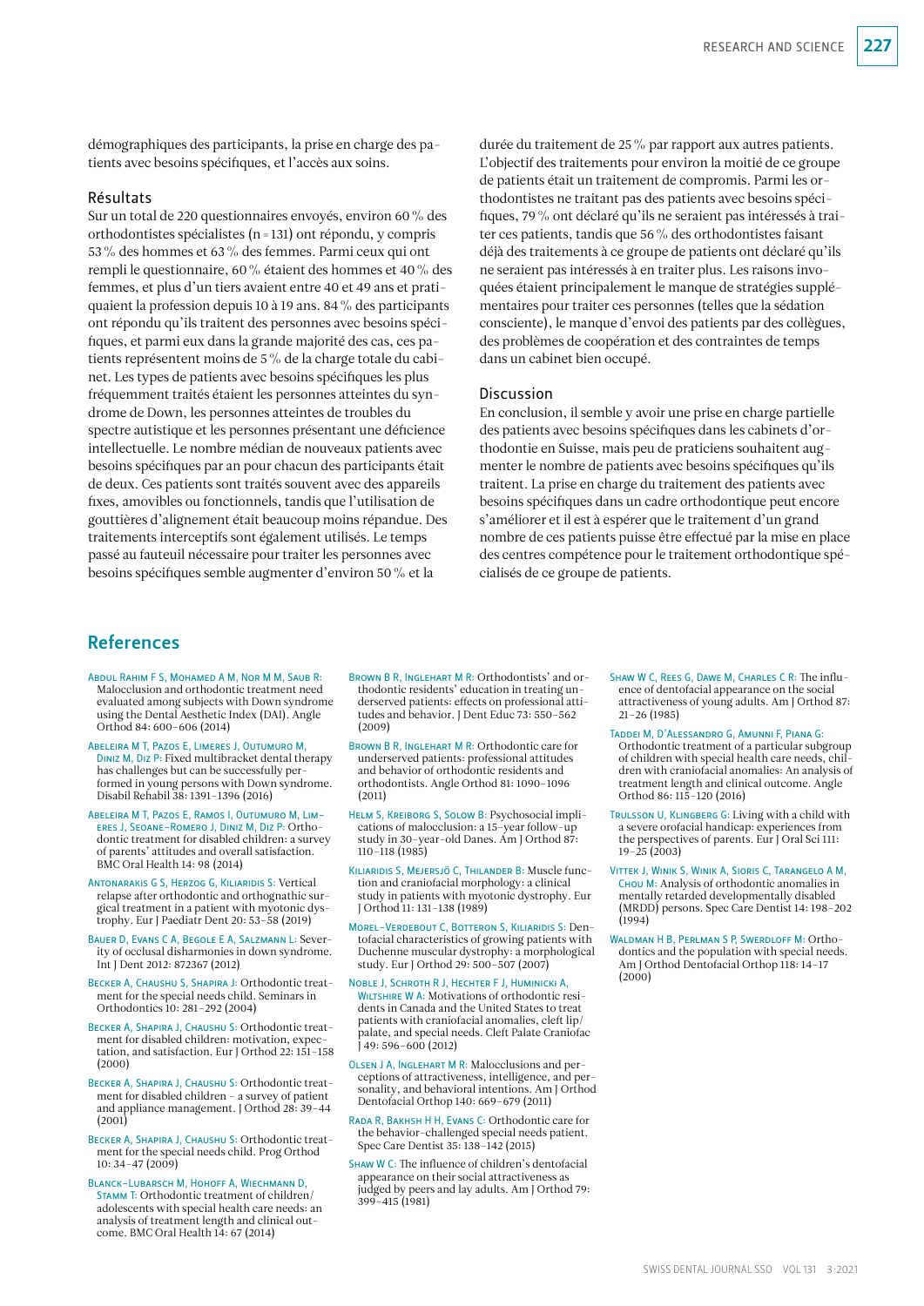démographiques des participants, la prise en charge des patients avec besoins spécifiques, et l'accès aux soins.

### Résultats

Sur un total de 220 questionnaires envoyés, environ 60 % des orthodontistes spécialistes (n = 131) ont répondu, y compris 53 % des hommes et 63 % des femmes. Parmi ceux qui ont rempli le questionnaire, 60 % étaient des hommes et 40 % des femmes, et plus d'un tiers avaient entre 40 et 49 ans et pratiquaient la profession depuis 10 à 19 ans. 84 % des participants ont répondu qu'ils traitent des personnes avec besoins spécifiques, et parmi eux dans la grande majorité des cas, ces patients représentent moins de 5 % de la charge totale du cabinet. Les types de patients avec besoins spécifiques les plus fréquemment traités étaient les personnes atteintes du syndrome de Down, les personnes atteintes de troubles du spectre autistique et les personnes présentant une déficience intellectuelle. Le nombre médian de nouveaux patients avec besoins spécifiques par an pour chacun des participants était de deux. Ces patients sont traités souvent avec des appareils fixes, amovibles ou fonctionnels, tandis que l'utilisation de gouttières d'alignement était beaucoup moins répandue. Des traitements interceptifs sont également utilisés. Le temps passé au fauteuil nécessaire pour traiter les personnes avec besoins spécifiques semble augmenter d'environ 50 % et la durée du traitement de 25 % par rapport aux autres patients. L'objectif des traitements pour environ la moitié de ce groupe de patients était un traitement de compromis. Parmi les orthodontistes ne traitant pas des patients avec besoins spécifiques, 79 % ont déclaré qu'ils ne seraient pas intéressés à traiter ces patients, tandis que 56 % des orthodontistes faisant déjà des traitements à ce groupe de patients ont déclaré qu'ils ne seraient pas intéressés à en traiter plus. Les raisons invoquées étaient principalement le manque de stratégies supplémentaires pour traiter ces personnes (telles que la sédation consciente), le manque d'envoi des patients par des collègues, des problèmes de coopération et des contraintes de temps dans un cabinet bien occupé.

### Discussion

En conclusion, il semble y avoir une prise en charge partielle des patients avec besoins spécifiques dans les cabinets d'orthodontie en Suisse, mais peu de praticiens souhaitent augmenter le nombre de patients avec besoins spécifiques qu'ils traitent. La prise en charge du traitement des patients avec besoins spécifiques dans un cadre orthodontique peut encore s'améliorer et il est à espérer que le traitement d'un grand nombre de ces patients puisse être effectué par la mise en place des centres compétence pour le traitement orthodontique spécialisés de ce groupe de patients.

## References

Abdul Rahim F S, Mohamed A M, Nor M M, Saub R: Malocclusion and orthodontic treatment need evaluated among subjects with Down syndrome using the Dental Aesthetic Index (DAI). Angle Orthod 84: 600–606 (2014)

Abeleira M T, Pazos E, Limeres J, Outumuro M, Diniz M, Diz P: Fixed multibracket dental therapy has challenges but can be successfully performed in young persons with Down syndrome. Disabil Rehabil 38: 1391–1396 (2016)

Abeleira M T, Pazos E, Ramos I, Outumuro M, Limeres J, Seoane-Romero J, Diniz M, Diz P: Orthodontic treatment for disabled children: a survey of parents' attitudes and overall satisfaction. BMC Oral Health 14: 98 (2014)

Antonarakis G S, Herzog G, Kiliaridis S: Vertical relapse after orthodontic and orthognathic surgical treatment in a patient with myotonic dystrophy. Eur J Paediatr Dent 20: 53–58 (2019)

Bauer D, Evans C A, Begole E A, Salzmann L: Severity of occlusal disharmonies in down syndrome. Int J Dent 2012: 872367 (2012)

Becker A, Chaushu S, Shapira J: Orthodontic treatment for the special needs child. Seminars in Orthodontics 10: 281–292 (2004)

Becker A, Shapira J, Chaushu S: Orthodontic treatment for disabled children: motivation, expectation, and satisfaction. Eur J Orthod 22: 151–158 (2000)

Becker A, Shapira J, Chaushu S: Orthodontic treatment for disabled children – a survey of patient and appliance management. J Orthod 28: 39–44 (2001)

Becker A, Shapira J, Chaushu S: Orthodontic treatment for the special needs child. Prog Orthod 10: 34–47 (2009)

Blanck-Lubarsch M, Hohoff A, Wiechmann D, Stamm T: Orthodontic treatment of children/adolescents with special health care needs: an analysis of treatment length and clinical outcome. BMC Oral Health 14: 67 (2014)

Brown B R, Inglehart M R: Orthodontists' and orthodontic residents' education in treating underserved patients: effects on professional attitudes and behavior. J Dent Educ 73: 550–562 (2009)

Brown B R, Inglehart M R: Orthodontic care for underserved patients: professional attitudes and behavior of orthodontic residents and orthodontists. Angle Orthod 81: 1090–1096 (2011)

Helm S, Kreiborg S, Solow B: Psychosocial implications of malocclusion: a 15-year follow-up study in 30-year-old Danes. Am J Orthod 87: 110–118 (1985)

Kiliaridis S, Mejersjö C, Thilander B: Muscle function and craniofacial morphology: a clinical study in patients with myotonic dystrophy. Eur J Orthod 11: 131–138 (1989)

Morel-Verdebout C, Botteron S, Kiliaridis S: Dentofacial characteristics of growing patients with Duchenne muscular dystrophy: a morphological study. Eur J Orthod 29: 500–507 (2007)

Noble J, Schroth R J, Hechter F J, Huminicki A, Wiltshire W A: Motivations of orthodontic residents in Canada and the United States to treat patients with craniofacial anomalies, cleft lip/palate, and special needs. Cleft Palate Craniofac J 49: 596–600 (2012)

Olsen J A, Inglehart M R: Malocclusions and perceptions of attractiveness, intelligence, and personality, and behavioral intentions. Am J Orthod Dentofacial Orthop 140: 669–679 (2011)

Rada R, Bakhsh H H, Evans C: Orthodontic care for the behavior-challenged special needs patient. Spec Care Dentist 35: 138–142 (2015)

Shaw W C: The influence of children's dentofacial appearance on their social attractiveness as judged by peers and lay adults. Am J Orthod 79: 399–415 (1981)

Shaw W C, Rees G, Dawe M, Charles C R: The influence of dentofacial appearance on the social attractiveness of young adults. Am J Orthod 87: 21–26 (1985)

Taddei M, D'Alessandro G, Amunni F, Piana G: Orthodontic treatment of a particular subgroup of children with special health care needs, children with craniofacial anomalies: An analysis of treatment length and clinical outcome. Angle Orthod 86: 115–120 (2016)

Trulsson U, Klingberg G: Living with a child with a severe orofacial handicap: experiences from the perspectives of parents. Eur J Oral Sci 111: 19–25 (2003)

Vittek J, Winik S, Winik A, Sioris C, Tarangelo A M, Chou M: Analysis of orthodontic anomalies in mentally retarded developmentally disabled (MRDD) persons. Spec Care Dentist 14: 198–202 (1994)

Waldman H B, Perlman S P, Swerdloff M: Orthodontics and the population with special needs. Am J Orthod Dentofacial Orthop 118: 14–17 (2000)